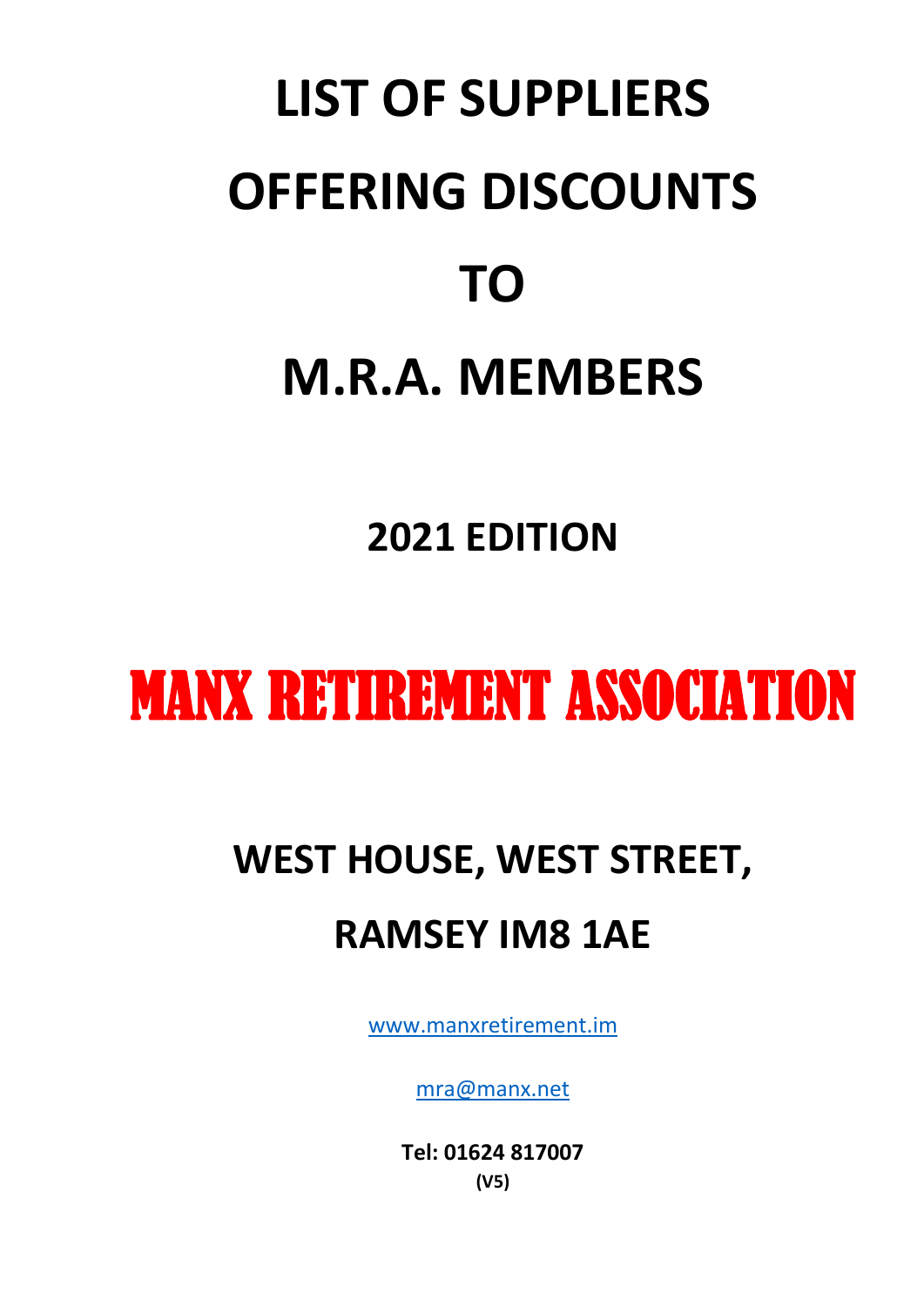# LIST OF SUPPLIERS OFFERING DISCOUNTS TO M.R.A. MEMBERS

## 2021 EDITION

# MANX RETIREMENT ASSOCIATION

## WEST HOUSE, WEST STREET,

## RAMSEY IM8 1AE

www.manxretirement.im

mra@manx.net

**Tel: 01624 817007**

**(V5)**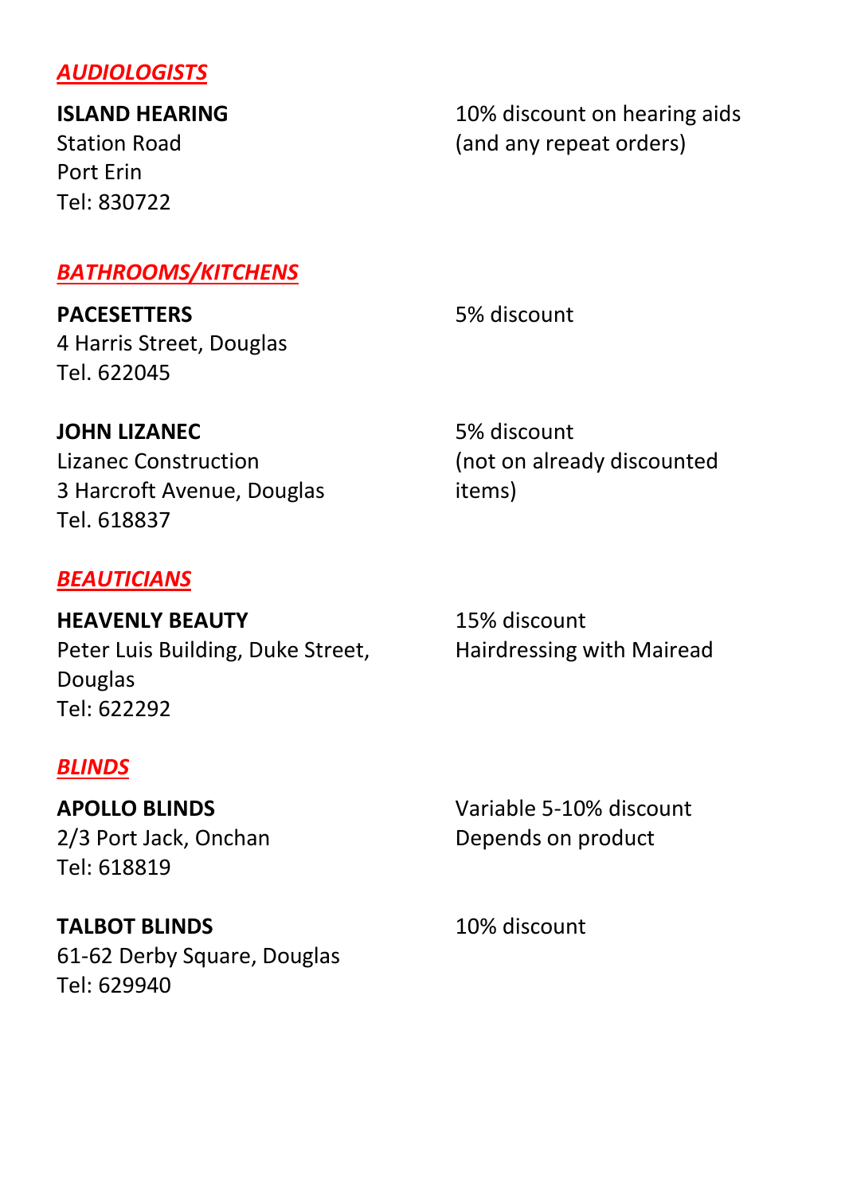## *AUDIOLOGISTS*

**ISLAND HEARING**
Station Road
Port Erin
Tel: 830722

10% discount on hearing aids (and any repeat orders)

## *BATHROOMS/KITCHENS*

**PACESETTERS**
4 Harris Street, Douglas
Tel. 622045

5% discount

**JOHN LIZANEC**
Lizanec Construction
3 Harcroft Avenue, Douglas
Tel. 618837

5% discount (not on already discounted items)

## *BEAUTICIANS*

**HEAVENLY BEAUTY**
Peter Luis Building, Duke Street, Douglas
Tel: 622292

15% discount
Hairdressing with Mairead

## *BLINDS*

**APOLLO BLINDS**
2/3 Port Jack, Onchan
Tel: 618819

Variable 5-10% discount
Depends on product

**TALBOT BLINDS**
61-62 Derby Square, Douglas
Tel: 629940

10% discount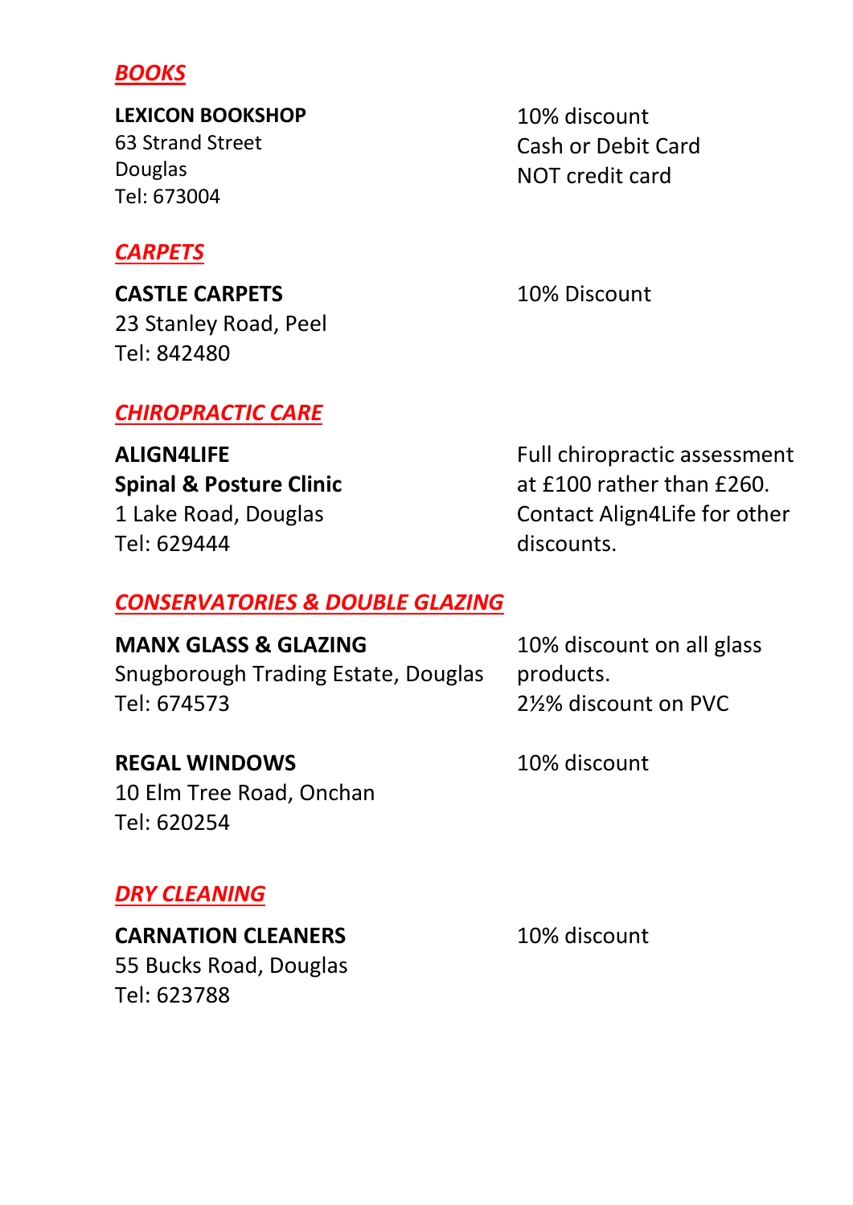## *BOOKS*

**LEXICON BOOKSHOP**
63 Strand Street
Douglas
Tel: 673004

10% discount
Cash or Debit Card
NOT credit card

## *CARPETS*

**CASTLE CARPETS**
23 Stanley Road, Peel
Tel: 842480

10% Discount

## *CHIROPRACTIC CARE*

**ALIGN4LIFE**
**Spinal & Posture Clinic**
1 Lake Road, Douglas
Tel: 629444

Full chiropractic assessment at £100 rather than £260. Contact Align4Life for other discounts.

## *CONSERVATORIES & DOUBLE GLAZING*

**MANX GLASS & GLAZING**
Snugborough Trading Estate, Douglas
Tel: 674573

10% discount on all glass products.
2½% discount on PVC

**REGAL WINDOWS**
10 Elm Tree Road, Onchan
Tel: 620254

10% discount

## *DRY CLEANING*

**CARNATION CLEANERS**
55 Bucks Road, Douglas
Tel: 623788

10% discount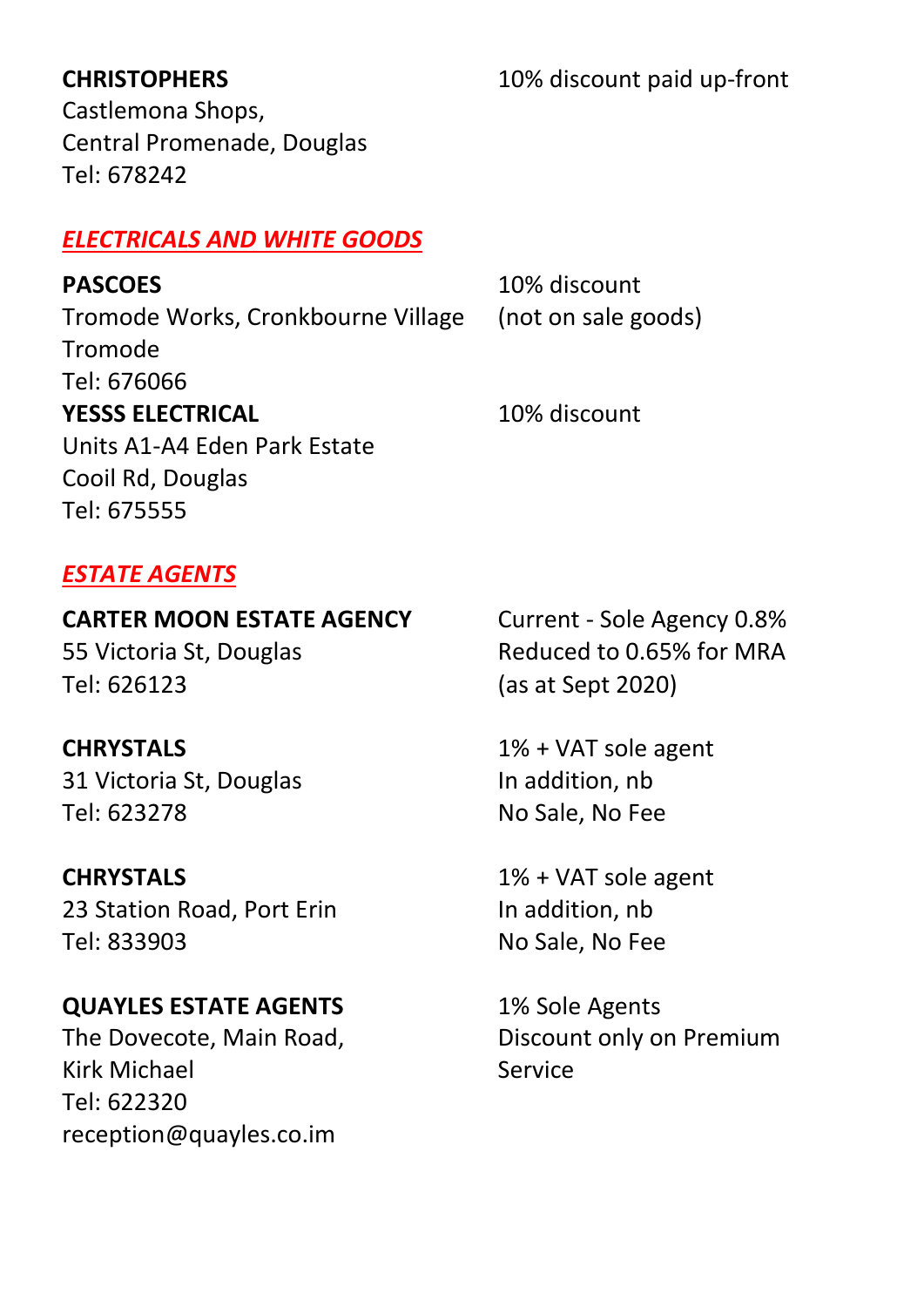**CHRISTOPHERS**
Castlemona Shops,
Central Promenade, Douglas
Tel: 678242

10% discount paid up-front

## *ELECTRICALS AND WHITE GOODS*

**PASCOES**
Tromode Works, Cronkbourne Village
Tromode
Tel: 676066

10% discount
(not on sale goods)

**YESSS ELECTRICAL**
Units A1-A4 Eden Park Estate
Cooil Rd, Douglas
Tel: 675555

10% discount

## *ESTATE AGENTS*

**CARTER MOON ESTATE AGENCY**
55 Victoria St, Douglas
Tel: 626123

Current - Sole Agency 0.8%
Reduced to 0.65% for MRA
(as at Sept 2020)

**CHRYSTALS**
31 Victoria St, Douglas
Tel: 623278

1% + VAT sole agent
In addition, nb
No Sale, No Fee

**CHRYSTALS**
23 Station Road, Port Erin
Tel: 833903

1% + VAT sole agent
In addition, nb
No Sale, No Fee

**QUAYLES ESTATE AGENTS**
The Dovecote, Main Road,
Kirk Michael
Tel: 622320
reception@quayles.co.im

1% Sole Agents
Discount only on Premium
Service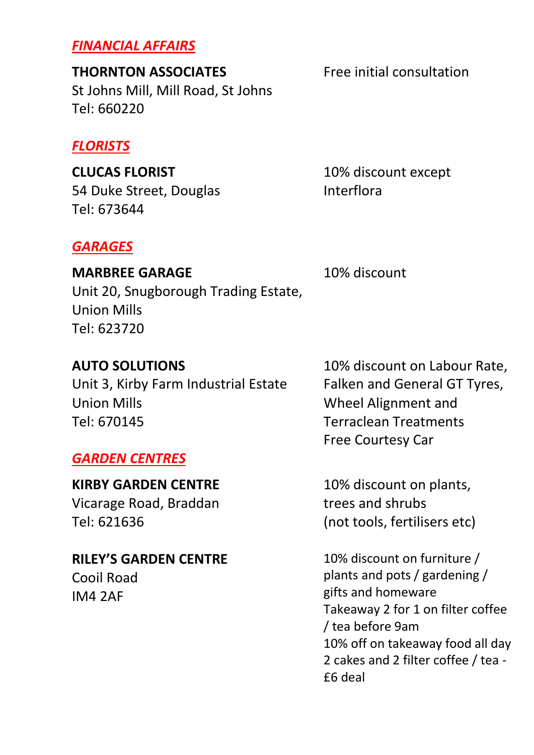## ***FINANCIAL AFFAIRS***

**THORNTON ASSOCIATES**
St Johns Mill, Mill Road, St Johns
Tel: 660220

Free initial consultation

## ***FLORISTS***

**CLUCAS FLORIST**
54 Duke Street, Douglas
Tel: 673644

10% discount except Interflora

## ***GARAGES***

**MARBREE GARAGE**
Unit 20, Snugborough Trading Estate, Union Mills
Tel: 623720

10% discount

**AUTO SOLUTIONS**
Unit 3, Kirby Farm Industrial Estate
Union Mills
Tel: 670145

10% discount on Labour Rate, Falken and General GT Tyres, Wheel Alignment and Terraclean Treatments
Free Courtesy Car

## ***GARDEN CENTRES***

**KIRBY GARDEN CENTRE**
Vicarage Road, Braddan
Tel: 621636

10% discount on plants, trees and shrubs
(not tools, fertilisers etc)

**RILEY'S GARDEN CENTRE**
Cooil Road
IM4 2AF

10% discount on furniture / plants and pots / gardening / gifts and homeware
Takeaway 2 for 1 on filter coffee / tea before 9am
10% off on takeaway food all day
2 cakes and 2 filter coffee / tea - £6 deal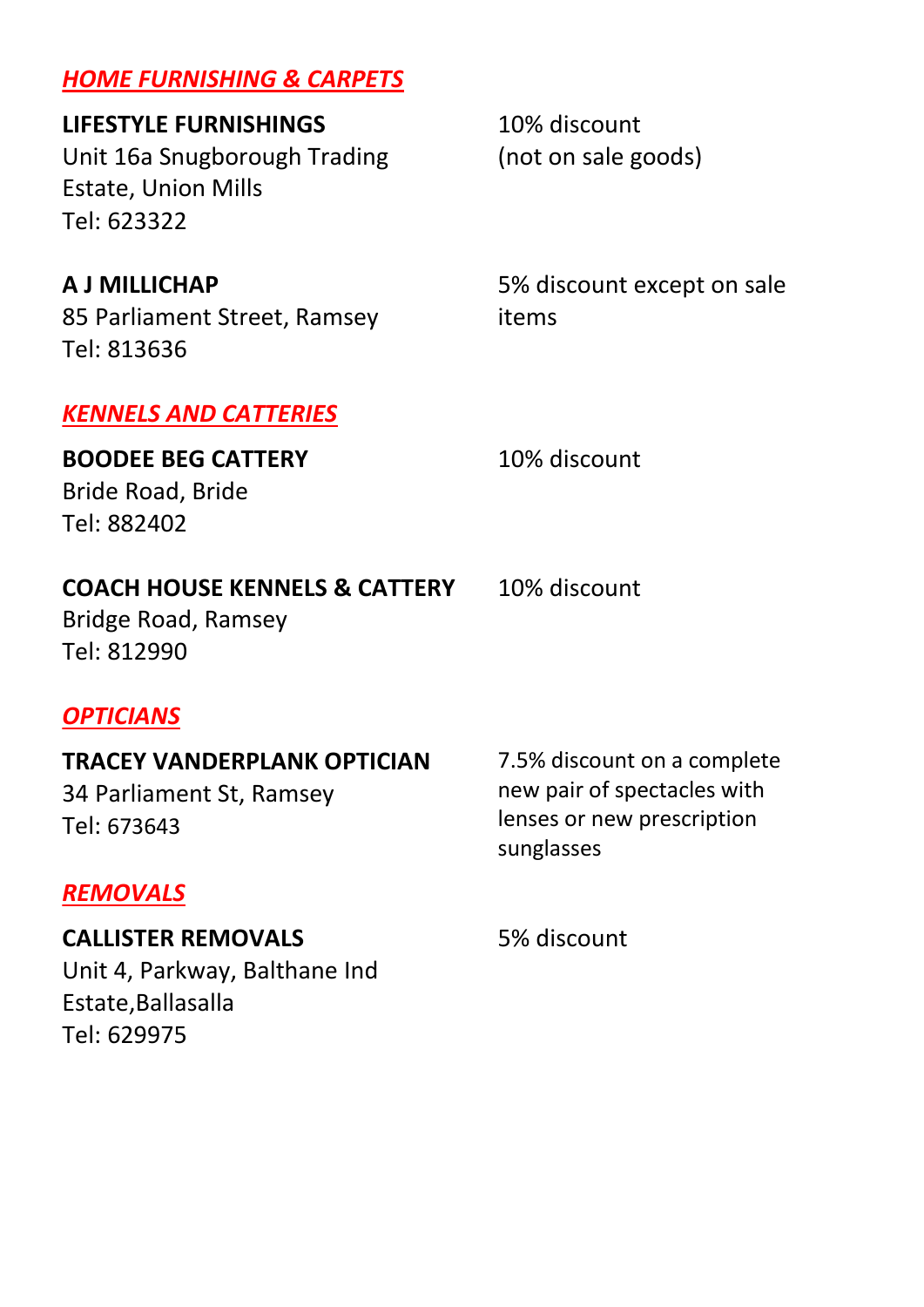## *HOME FURNISHING & CARPETS*

**LIFESTYLE FURNISHINGS**
Unit 16a Snugborough Trading Estate, Union Mills
Tel: 623322

10% discount (not on sale goods)

**A J MILLICHAP**
85 Parliament Street, Ramsey
Tel: 813636

5% discount except on sale items

## *KENNELS AND CATTERIES*

**BOODEE BEG CATTERY**
Bride Road, Bride
Tel: 882402

10% discount

**COACH HOUSE KENNELS & CATTERY**
Bridge Road, Ramsey
Tel: 812990

10% discount

## *OPTICIANS*

**TRACEY VANDERPLANK OPTICIAN**
34 Parliament St, Ramsey
Tel: 673643

7.5% discount on a complete new pair of spectacles with lenses or new prescription sunglasses

## *REMOVALS*

**CALLISTER REMOVALS**
Unit 4, Parkway, Balthane Ind Estate,Ballasalla
Tel: 629975

5% discount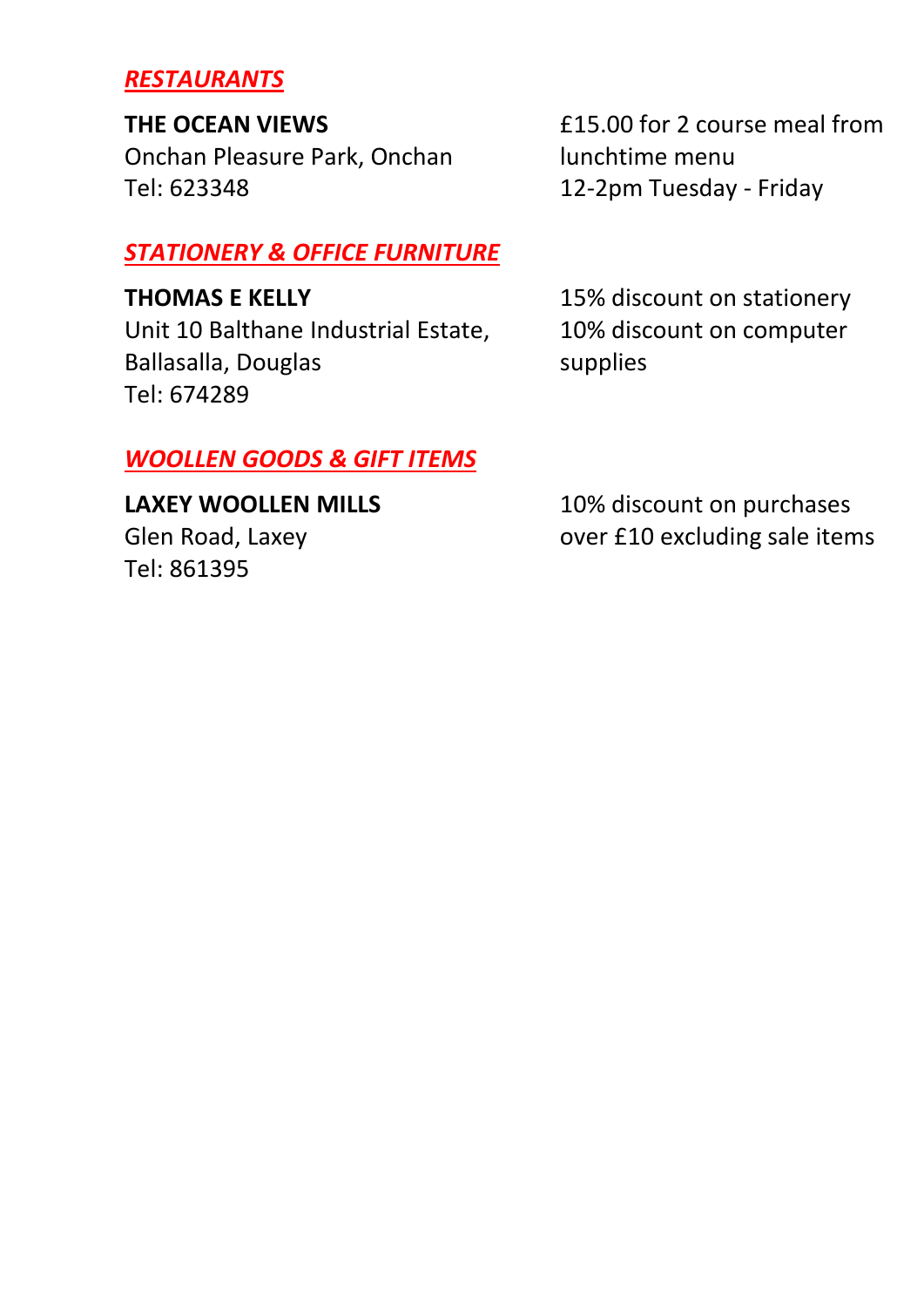## ***RESTAURANTS***

**THE OCEAN VIEWS**
Onchan Pleasure Park, Onchan
Tel: 623348

£15.00 for 2 course meal from lunchtime menu
12-2pm Tuesday - Friday

## ***STATIONERY & OFFICE FURNITURE***

**THOMAS E KELLY**
Unit 10 Balthane Industrial Estate, Ballasalla, Douglas
Tel: 674289

15% discount on stationery
10% discount on computer supplies

## ***WOOLLEN GOODS & GIFT ITEMS***

**LAXEY WOOLLEN MILLS**
Glen Road, Laxey
Tel: 861395

10% discount on purchases over £10 excluding sale items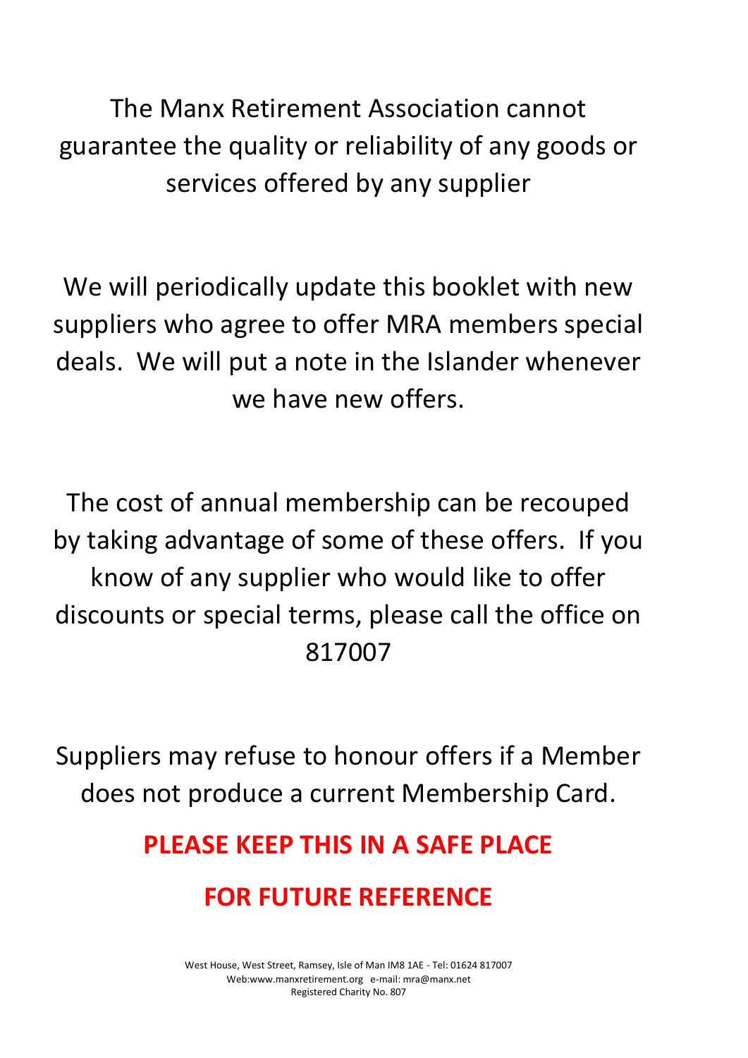The Manx Retirement Association cannot guarantee the quality or reliability of any goods or services offered by any supplier

We will periodically update this booklet with new suppliers who agree to offer MRA members special deals. We will put a note in the Islander whenever we have new offers.

The cost of annual membership can be recouped by taking advantage of some of these offers. If you know of any supplier who would like to offer discounts or special terms, please call the office on 817007

Suppliers may refuse to honour offers if a Member does not produce a current Membership Card.

**PLEASE KEEP THIS IN A SAFE PLACE**

**FOR FUTURE REFERENCE**

West House, West Street, Ramsey, Isle of Man IM8 1AE - Tel: 01624 817007
Web:www.manxretirement.org e-mail: mra@manx.net
Registered Charity No. 807